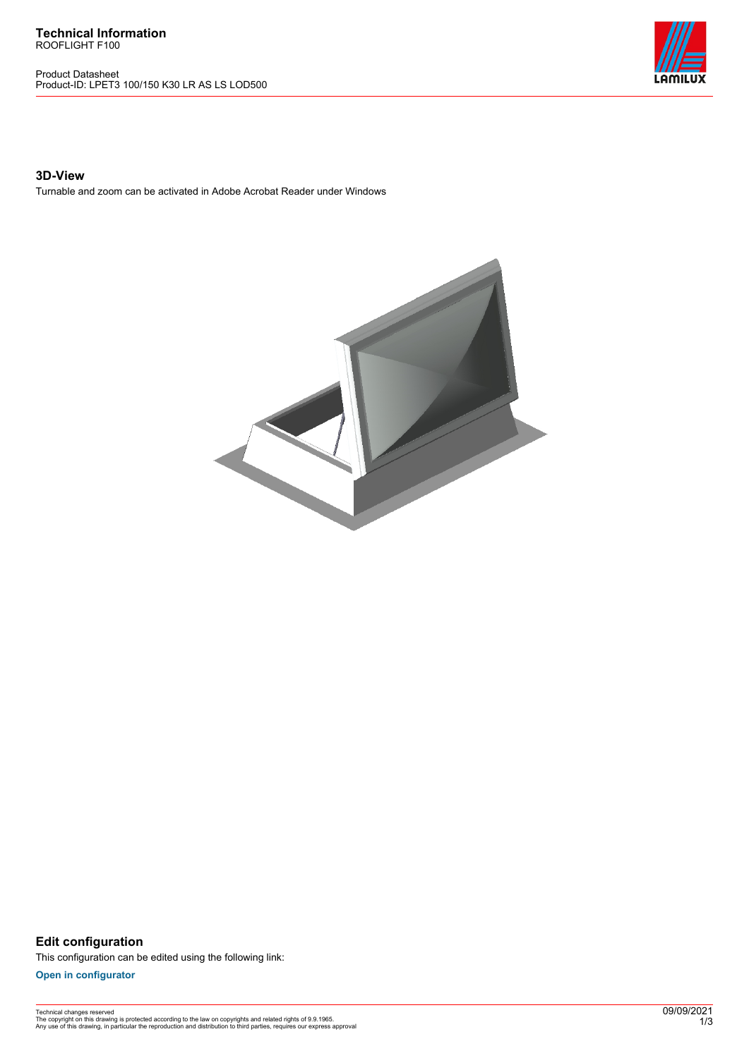**Technical Information**
ROOFLIGHT F100

Product Datasheet
Product-ID: LPET3 100/150 K30 LR AS LS LOD500

## 3D-View

Turnable and zoom can be activated in Adobe Acrobat Reader under Windows

## Edit configuration

This configuration can be edited using the following link:

**Open in configurator**

Technical changes reserved
The copyright on this drawing is protected according to the law on copyrights and related rights of 9.9.1965.
Any use of this drawing, in particular the reproduction and distribution to third parties, requires our express approval

09/09/2021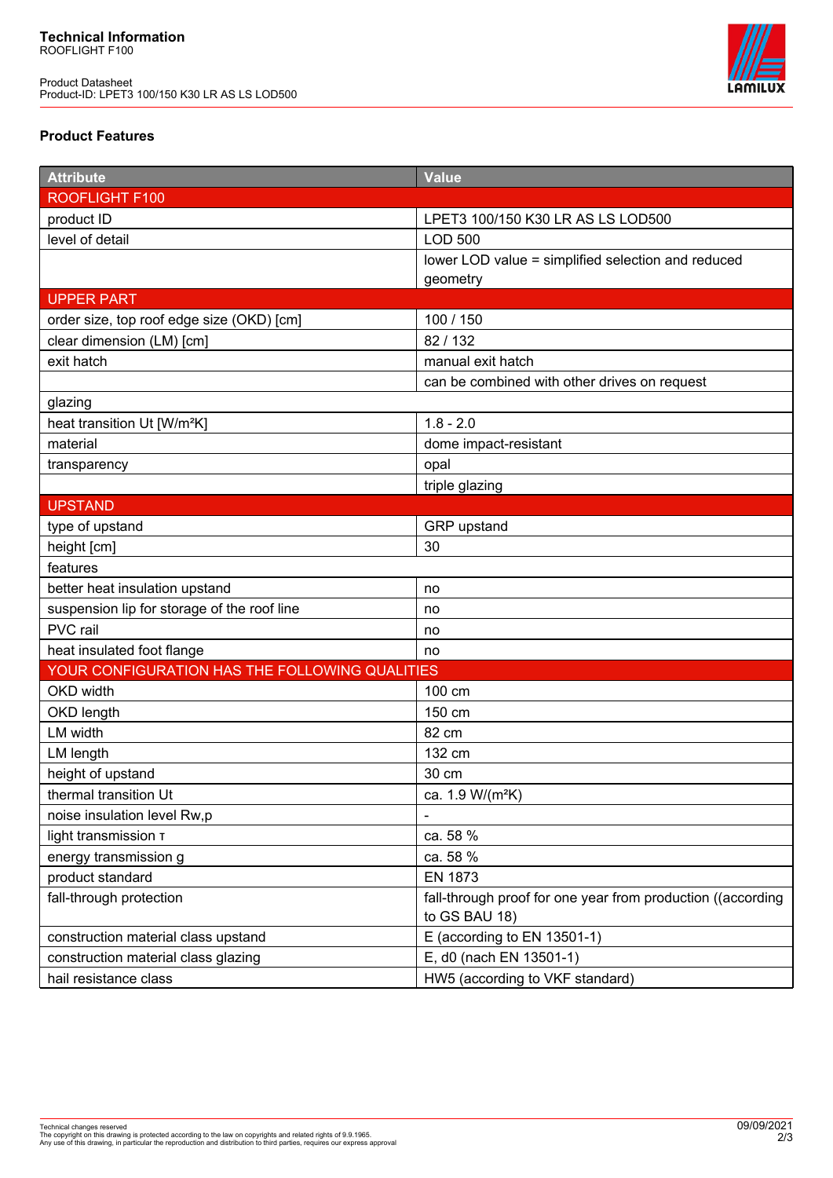**Technical Information**
ROOFLIGHT F100

Product Datasheet
Product-ID: LPET3 100/150 K30 LR AS LS LOD500

## Product Features

| Attribute | Value |
|---|---|
| ROOFLIGHT F100 | |
| product ID | LPET3 100/150 K30 LR AS LS LOD500 |
| level of detail | LOD 500 |
| | lower LOD value = simplified selection and reduced geometry |
| UPPER PART | |
| order size, top roof edge size (OKD) [cm] | 100 / 150 |
| clear dimension (LM) [cm] | 82 / 132 |
| exit hatch | manual exit hatch |
| | can be combined with other drives on request |
| glazing | |
| heat transition Ut [W/m²K] | 1.8 - 2.0 |
| material | dome impact-resistant |
| transparency | opal |
| | triple glazing |
| UPSTAND | |
| type of upstand | GRP upstand |
| height [cm] | 30 |
| features | |
| better heat insulation upstand | no |
| suspension lip for storage of the roof line | no |
| PVC rail | no |
| heat insulated foot flange | no |
| YOUR CONFIGURATION HAS THE FOLLOWING QUALITIES | |
| OKD width | 100 cm |
| OKD length | 150 cm |
| LM width | 82 cm |
| LM length | 132 cm |
| height of upstand | 30 cm |
| thermal transition Ut | ca. 1.9 W/(m²K) |
| noise insulation level Rw,p | - |
| light transmission τ | ca. 58 % |
| energy transmission g | ca. 58 % |
| product standard | EN 1873 |
| fall-through protection | fall-through proof for one year from production ((according to GS BAU 18) |
| construction material class upstand | E (according to EN 13501-1) |
| construction material class glazing | E, d0 (nach EN 13501-1) |
| hail resistance class | HW5 (according to VKF standard) |

Technical changes reserved
The copyright on this drawing is protected according to the law on copyrights and related rights of 9.9.1965.
Any use of this drawing, in particular the reproduction and distribution to third parties, requires our express approval

09/09/2021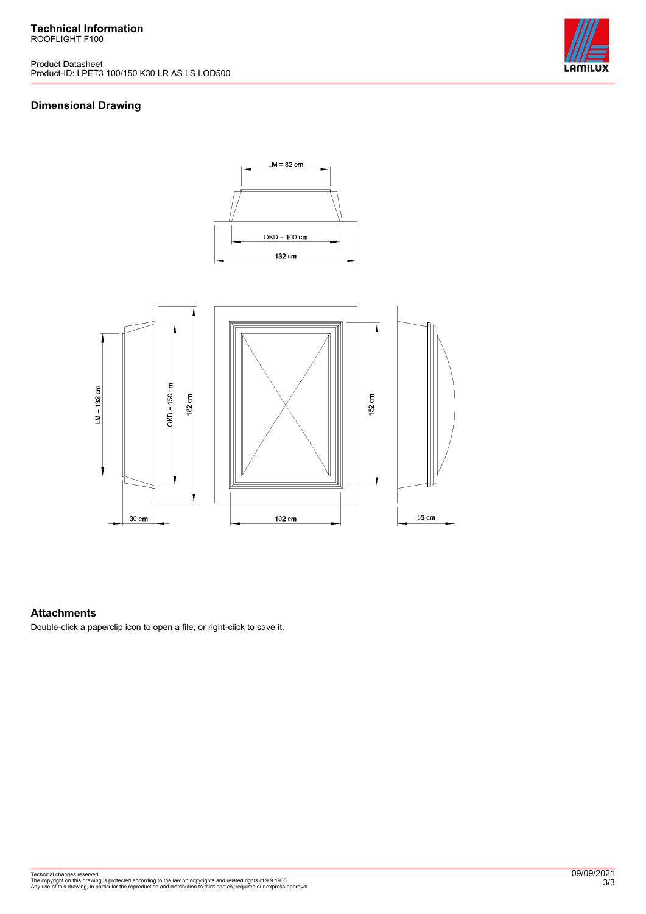**Technical Information**
ROOFLIGHT F100

Product Datasheet
Product-ID: LPET3 100/150 K30 LR AS LS LOD500

## Dimensional Drawing

LM = 82 cm

OKD = 100 cm

132 cm

LM = 132 cm

OKD = 150 cm

182 cm

152 cm

30 cm

102 cm

53 cm

## Attachments

Double-click a paperclip icon to open a file, or right-click to save it.

Technical changes reserved
The copyright on this drawing is protected according to the law on copyrights and related rights of 9.9.1965.
Any use of this drawing, in particular the reproduction and distribution to third parties, requires our express approval

09/09/2021